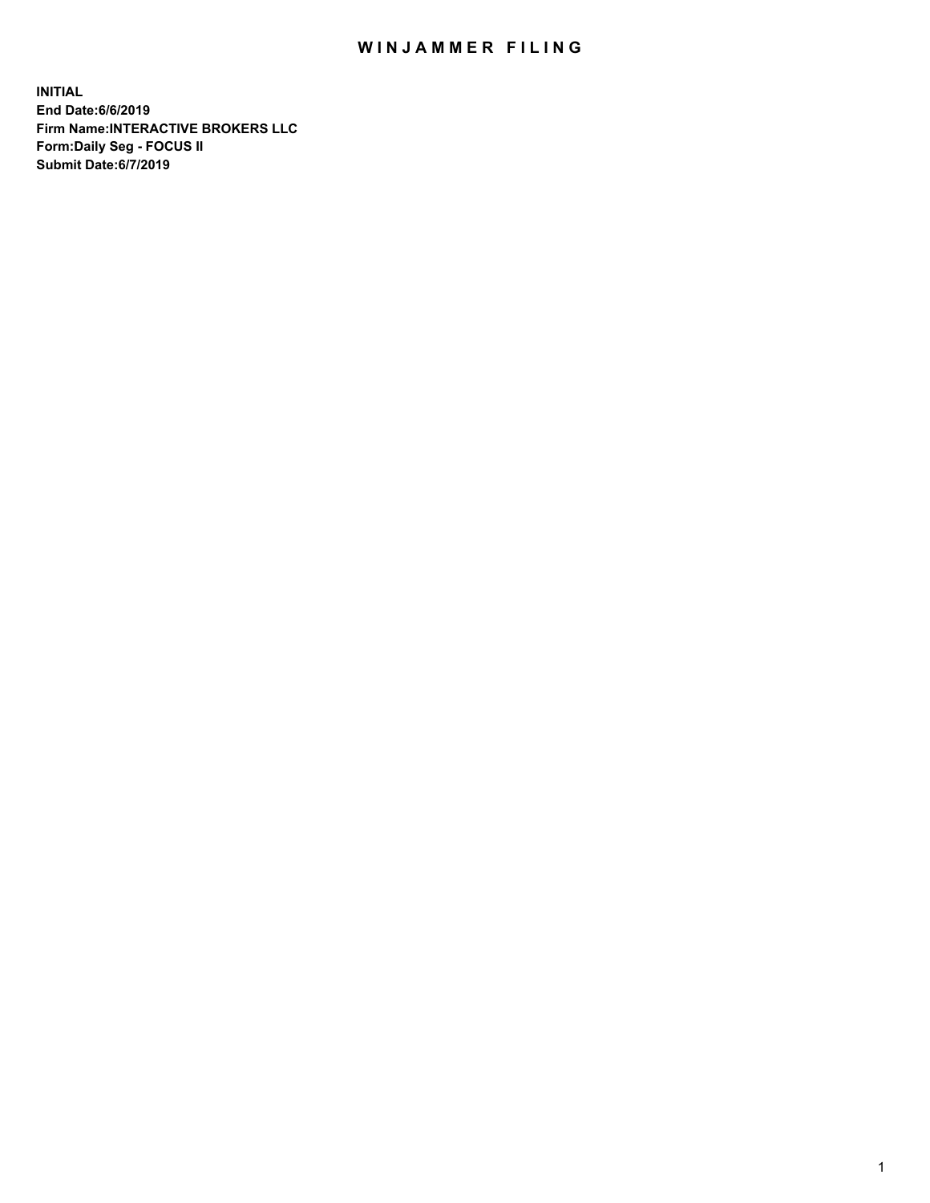# WINJAMMER FILING

**INITIAL**
**End Date:6/6/2019**
**Firm Name:INTERACTIVE BROKERS LLC**
**Form:Daily Seg - FOCUS II**
**Submit Date:6/7/2019**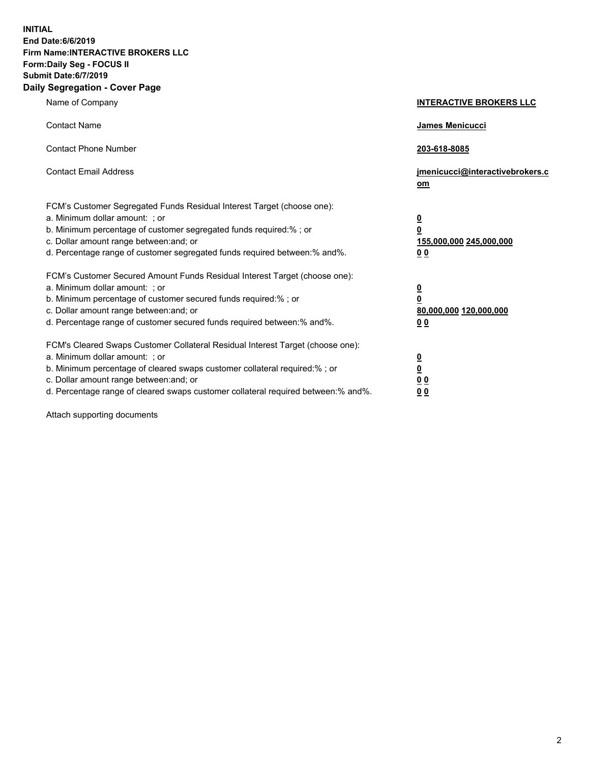**INITIAL**
**End Date:6/6/2019**
**Firm Name:INTERACTIVE BROKERS LLC**
**Form:Daily Seg - FOCUS II**
**Submit Date:6/7/2019**
**Daily Segregation - Cover Page**

| | |
|---|---|
| Name of Company | **INTERACTIVE BROKERS LLC** |
| Contact Name | **James Menicucci** |
| Contact Phone Number | **203-618-8085** |
| Contact Email Address | **jmenicucci@interactivebrokers.com** |
| FCM's Customer Segregated Funds Residual Interest Target (choose one): | |
| a. Minimum dollar amount: ; or | **0** |
| b. Minimum percentage of customer segregated funds required:% ; or | **0** |
| c. Dollar amount range between:and; or | **155,000,000 245,000,000** |
| d. Percentage range of customer segregated funds required between:% and%. | **0 0** |
| FCM's Customer Secured Amount Funds Residual Interest Target (choose one): | |
| a. Minimum dollar amount: ; or | **0** |
| b. Minimum percentage of customer secured funds required:% ; or | **0** |
| c. Dollar amount range between:and; or | **80,000,000 120,000,000** |
| d. Percentage range of customer secured funds required between:% and%. | **0 0** |
| FCM's Cleared Swaps Customer Collateral Residual Interest Target (choose one): | |
| a. Minimum dollar amount: ; or | **0** |
| b. Minimum percentage of cleared swaps customer collateral required:% ; or | **0** |
| c. Dollar amount range between:and; or | **0 0** |
| d. Percentage range of cleared swaps customer collateral required between:% and%. | **0 0** |

Attach supporting documents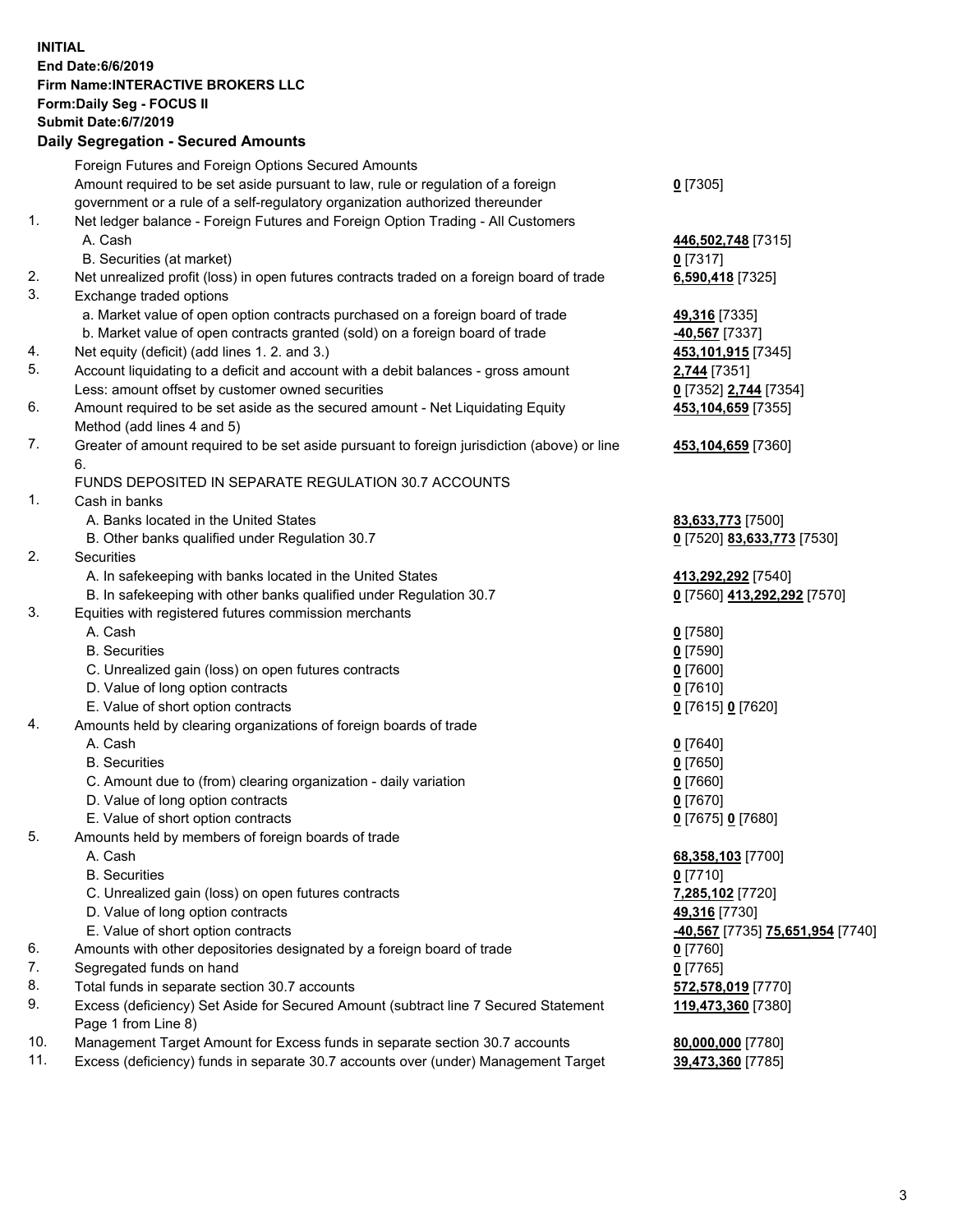**INITIAL**
**End Date:6/6/2019**
**Firm Name:INTERACTIVE BROKERS LLC**
**Form:Daily Seg - FOCUS II**
**Submit Date:6/7/2019**

## Daily Segregation - Secured Amounts

| | | |
|---|---|---|
| | Foreign Futures and Foreign Options Secured Amounts | |
| | Amount required to be set aside pursuant to law, rule or regulation of a foreign government or a rule of a self-regulatory organization authorized thereunder | **0** [7305] |
| 1. | Net ledger balance - Foreign Futures and Foreign Option Trading - All Customers | |
| | A. Cash | **446,502,748** [7315] |
| | B. Securities (at market) | **0** [7317] |
| 2. | Net unrealized profit (loss) in open futures contracts traded on a foreign board of trade | **6,590,418** [7325] |
| 3. | Exchange traded options | |
| | a. Market value of open option contracts purchased on a foreign board of trade | **49,316** [7335] |
| | b. Market value of open contracts granted (sold) on a foreign board of trade | **-40,567** [7337] |
| 4. | Net equity (deficit) (add lines 1. 2. and 3.) | **453,101,915** [7345] |
| 5. | Account liquidating to a deficit and account with a debit balances - gross amount | **2,744** [7351] |
| | Less: amount offset by customer owned securities | **0** [7352] **2,744** [7354] |
| 6. | Amount required to be set aside as the secured amount - Net Liquidating Equity Method (add lines 4 and 5) | **453,104,659** [7355] |
| 7. | Greater of amount required to be set aside pursuant to foreign jurisdiction (above) or line 6. | **453,104,659** [7360] |
| | FUNDS DEPOSITED IN SEPARATE REGULATION 30.7 ACCOUNTS | |
| 1. | Cash in banks | |
| | A. Banks located in the United States | **83,633,773** [7500] |
| | B. Other banks qualified under Regulation 30.7 | **0** [7520] **83,633,773** [7530] |
| 2. | Securities | |
| | A. In safekeeping with banks located in the United States | **413,292,292** [7540] |
| | B. In safekeeping with other banks qualified under Regulation 30.7 | **0** [7560] **413,292,292** [7570] |
| 3. | Equities with registered futures commission merchants | |
| | A. Cash | **0** [7580] |
| | B. Securities | **0** [7590] |
| | C. Unrealized gain (loss) on open futures contracts | **0** [7600] |
| | D. Value of long option contracts | **0** [7610] |
| | E. Value of short option contracts | **0** [7615] **0** [7620] |
| 4. | Amounts held by clearing organizations of foreign boards of trade | |
| | A. Cash | **0** [7640] |
| | B. Securities | **0** [7650] |
| | C. Amount due to (from) clearing organization - daily variation | **0** [7660] |
| | D. Value of long option contracts | **0** [7670] |
| | E. Value of short option contracts | **0** [7675] **0** [7680] |
| 5. | Amounts held by members of foreign boards of trade | |
| | A. Cash | **68,358,103** [7700] |
| | B. Securities | **0** [7710] |
| | C. Unrealized gain (loss) on open futures contracts | **7,285,102** [7720] |
| | D. Value of long option contracts | **49,316** [7730] |
| | E. Value of short option contracts | **-40,567** [7735] **75,651,954** [7740] |
| 6. | Amounts with other depositories designated by a foreign board of trade | **0** [7760] |
| 7. | Segregated funds on hand | **0** [7765] |
| 8. | Total funds in separate section 30.7 accounts | **572,578,019** [7770] |
| 9. | Excess (deficiency) Set Aside for Secured Amount (subtract line 7 Secured Statement Page 1 from Line 8) | **119,473,360** [7380] |
| 10. | Management Target Amount for Excess funds in separate section 30.7 accounts | **80,000,000** [7780] |
| 11. | Excess (deficiency) funds in separate 30.7 accounts over (under) Management Target | **39,473,360** [7785] |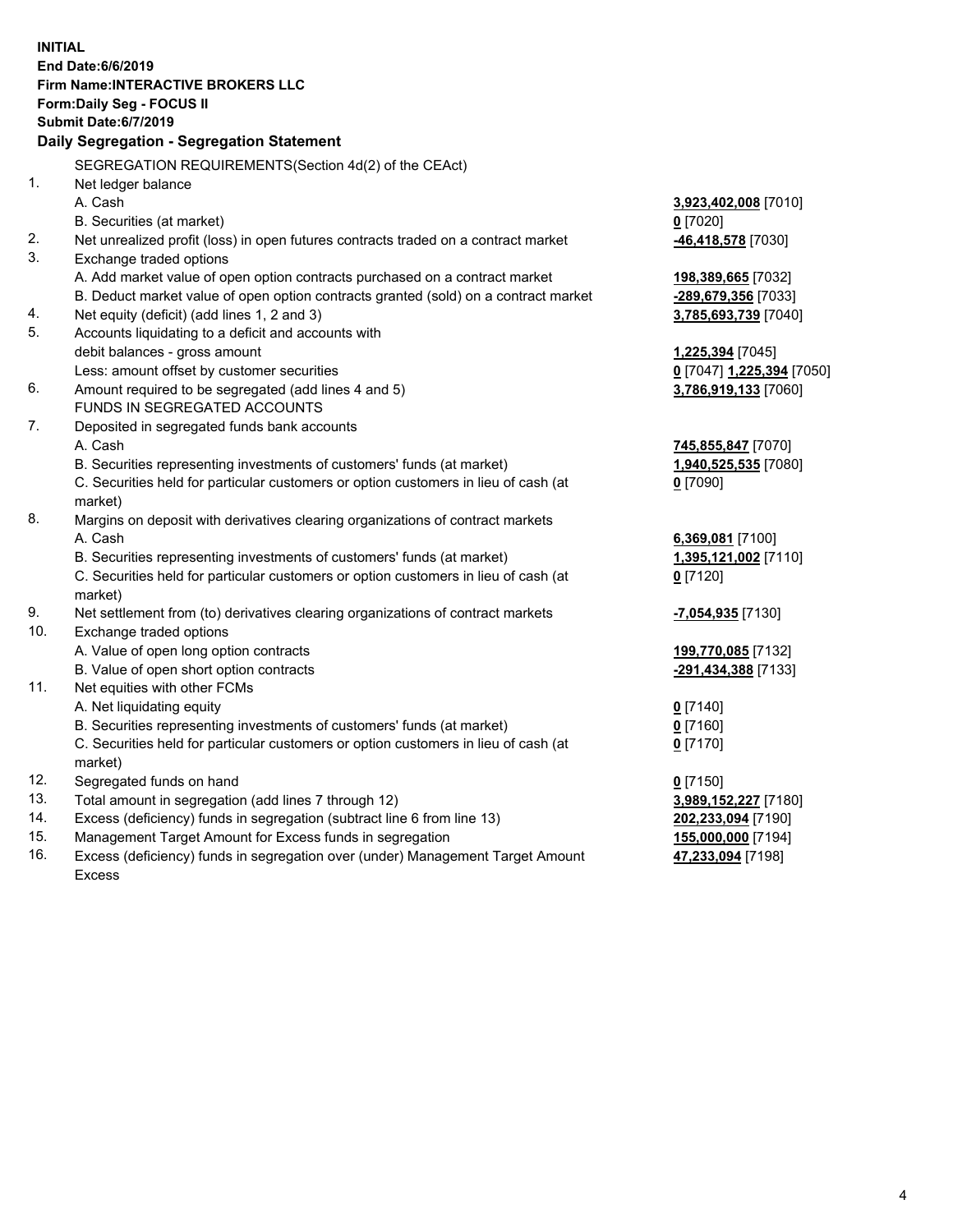**INITIAL**
**End Date:6/6/2019**
**Firm Name:INTERACTIVE BROKERS LLC**
**Form:Daily Seg - FOCUS II**
**Submit Date:6/7/2019**

### Daily Segregation - Segregation Statement

| | | |
|---|---|---|
| | SEGREGATION REQUIREMENTS(Section 4d(2) of the CEAct) | |
| 1. | Net ledger balance | |
| | A. Cash | **3,923,402,008** [7010] |
| | B. Securities (at market) | **0** [7020] |
| 2. | Net unrealized profit (loss) in open futures contracts traded on a contract market | **-46,418,578** [7030] |
| 3. | Exchange traded options | |
| | A. Add market value of open option contracts purchased on a contract market | **198,389,665** [7032] |
| | B. Deduct market value of open option contracts granted (sold) on a contract market | **-289,679,356** [7033] |
| 4. | Net equity (deficit) (add lines 1, 2 and 3) | **3,785,693,739** [7040] |
| 5. | Accounts liquidating to a deficit and accounts with debit balances - gross amount | **1,225,394** [7045] |
| | Less: amount offset by customer securities | **0** [7047] **1,225,394** [7050] |
| 6. | Amount required to be segregated (add lines 4 and 5) | **3,786,919,133** [7060] |
| | FUNDS IN SEGREGATED ACCOUNTS | |
| 7. | Deposited in segregated funds bank accounts | |
| | A. Cash | **745,855,847** [7070] |
| | B. Securities representing investments of customers' funds (at market) | **1,940,525,535** [7080] |
| | C. Securities held for particular customers or option customers in lieu of cash (at market) | **0** [7090] |
| 8. | Margins on deposit with derivatives clearing organizations of contract markets | |
| | A. Cash | **6,369,081** [7100] |
| | B. Securities representing investments of customers' funds (at market) | **1,395,121,002** [7110] |
| | C. Securities held for particular customers or option customers in lieu of cash (at market) | **0** [7120] |
| 9. | Net settlement from (to) derivatives clearing organizations of contract markets | **-7,054,935** [7130] |
| 10. | Exchange traded options | |
| | A. Value of open long option contracts | **199,770,085** [7132] |
| | B. Value of open short option contracts | **-291,434,388** [7133] |
| 11. | Net equities with other FCMs | |
| | A. Net liquidating equity | **0** [7140] |
| | B. Securities representing investments of customers' funds (at market) | **0** [7160] |
| | C. Securities held for particular customers or option customers in lieu of cash (at market) | **0** [7170] |
| 12. | Segregated funds on hand | **0** [7150] |
| 13. | Total amount in segregation (add lines 7 through 12) | **3,989,152,227** [7180] |
| 14. | Excess (deficiency) funds in segregation (subtract line 6 from line 13) | **202,233,094** [7190] |
| 15. | Management Target Amount for Excess funds in segregation | **155,000,000** [7194] |
| 16. | Excess (deficiency) funds in segregation over (under) Management Target Amount Excess | **47,233,094** [7198] |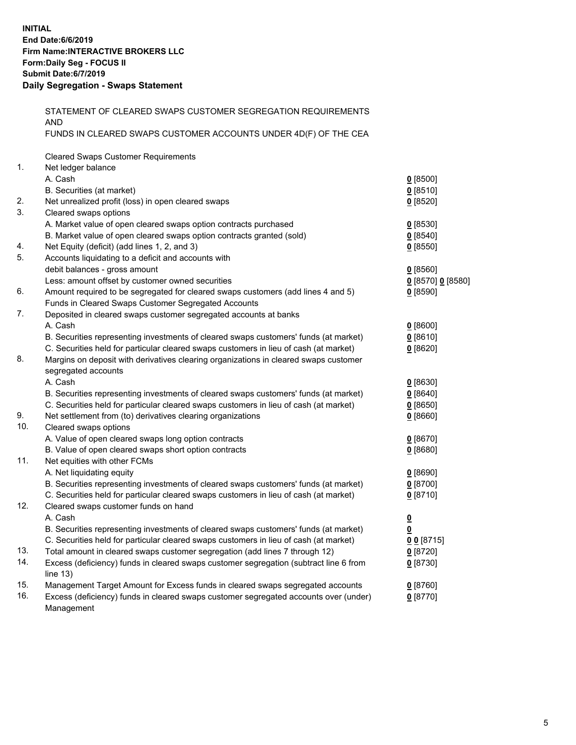**INITIAL**
**End Date:6/6/2019**
**Firm Name:INTERACTIVE BROKERS LLC**
**Form:Daily Seg - FOCUS II**
**Submit Date:6/7/2019**
**Daily Segregation - Swaps Statement**

STATEMENT OF CLEARED SWAPS CUSTOMER SEGREGATION REQUIREMENTS AND FUNDS IN CLEARED SWAPS CUSTOMER ACCOUNTS UNDER 4D(F) OF THE CEA

| | | |
|---|---|---|
| | Cleared Swaps Customer Requirements | |
| 1. | Net ledger balance | |
| | A. Cash | 0 [8500] |
| | B. Securities (at market) | 0 [8510] |
| 2. | Net unrealized profit (loss) in open cleared swaps | 0 [8520] |
| 3. | Cleared swaps options | |
| | A. Market value of open cleared swaps option contracts purchased | 0 [8530] |
| | B. Market value of open cleared swaps option contracts granted (sold) | 0 [8540] |
| 4. | Net Equity (deficit) (add lines 1, 2, and 3) | 0 [8550] |
| 5. | Accounts liquidating to a deficit and accounts with debit balances - gross amount | 0 [8560] |
| | Less: amount offset by customer owned securities | 0 [8570] 0 [8580] |
| 6. | Amount required to be segregated for cleared swaps customers (add lines 4 and 5) | 0 [8590] |
| | Funds in Cleared Swaps Customer Segregated Accounts | |
| 7. | Deposited in cleared swaps customer segregated accounts at banks | |
| | A. Cash | 0 [8600] |
| | B. Securities representing investments of cleared swaps customers' funds (at market) | 0 [8610] |
| | C. Securities held for particular cleared swaps customers in lieu of cash (at market) | 0 [8620] |
| 8. | Margins on deposit with derivatives clearing organizations in cleared swaps customer segregated accounts | |
| | A. Cash | 0 [8630] |
| | B. Securities representing investments of cleared swaps customers' funds (at market) | 0 [8640] |
| | C. Securities held for particular cleared swaps customers in lieu of cash (at market) | 0 [8650] |
| 9. | Net settlement from (to) derivatives clearing organizations | 0 [8660] |
| 10. | Cleared swaps options | |
| | A. Value of open cleared swaps long option contracts | 0 [8670] |
| | B. Value of open cleared swaps short option contracts | 0 [8680] |
| 11. | Net equities with other FCMs | |
| | A. Net liquidating equity | 0 [8690] |
| | B. Securities representing investments of cleared swaps customers' funds (at market) | 0 [8700] |
| | C. Securities held for particular cleared swaps customers in lieu of cash (at market) | 0 [8710] |
| 12. | Cleared swaps customer funds on hand | |
| | A. Cash | 0 |
| | B. Securities representing investments of cleared swaps customers' funds (at market) | 0 |
| | C. Securities held for particular cleared swaps customers in lieu of cash (at market) | 0 0 [8715] |
| 13. | Total amount in cleared swaps customer segregation (add lines 7 through 12) | 0 [8720] |
| 14. | Excess (deficiency) funds in cleared swaps customer segregation (subtract line 6 from line 13) | 0 [8730] |
| 15. | Management Target Amount for Excess funds in cleared swaps segregated accounts | 0 [8760] |
| 16. | Excess (deficiency) funds in cleared swaps customer segregated accounts over (under) Management | 0 [8770] |